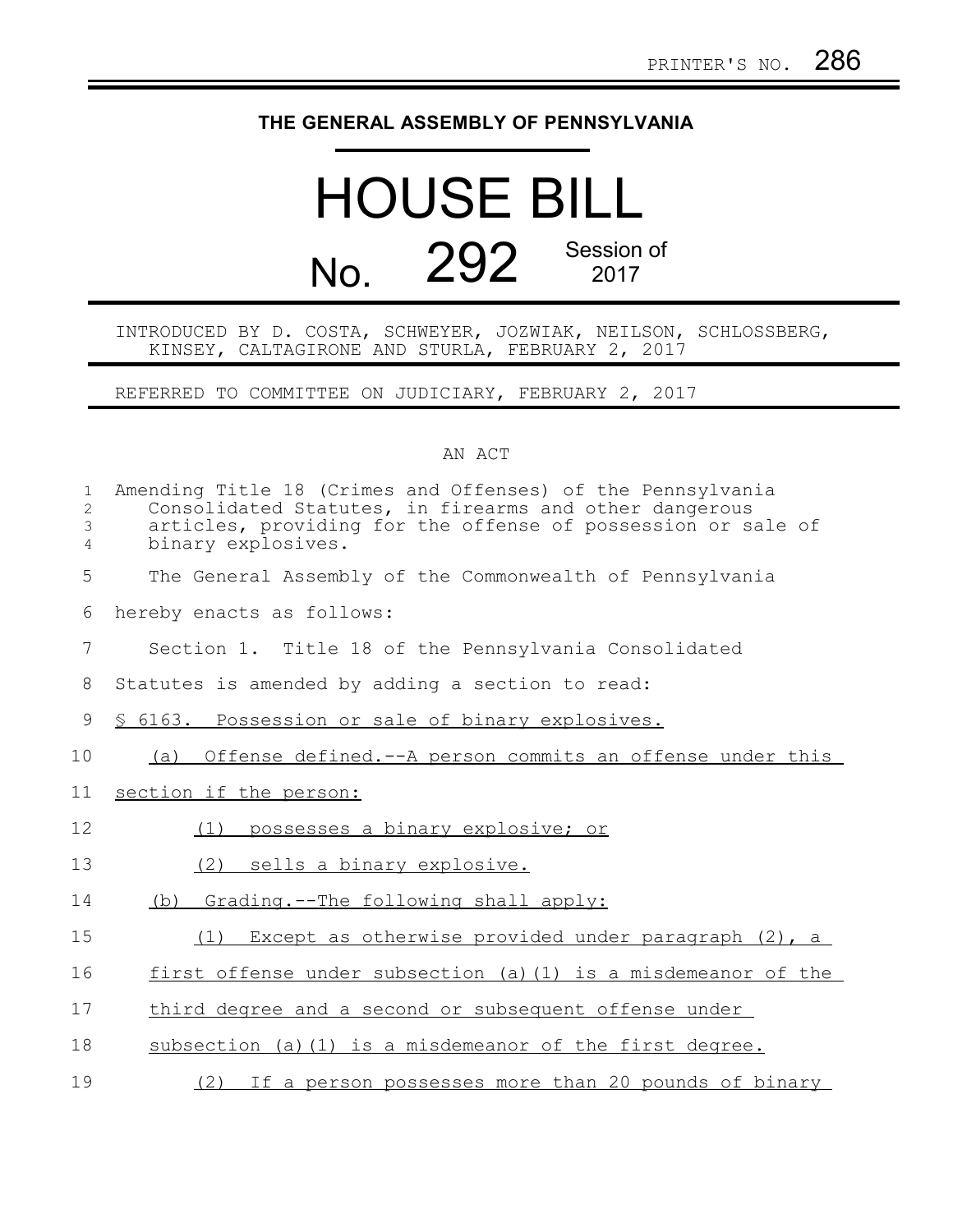PRINTER'S NO. 286

# THE GENERAL ASSEMBLY OF PENNSYLVANIA

# HOUSE BILL

## No. 292 Session of 2017

INTRODUCED BY D. COSTA, SCHWEYER, JOZWIAK, NEILSON, SCHLOSSBERG, KINSEY, CALTAGIRONE AND STURLA, FEBRUARY 2, 2017

REFERRED TO COMMITTEE ON JUDICIARY, FEBRUARY 2, 2017

AN ACT

Amending Title 18 (Crimes and Offenses) of the Pennsylvania Consolidated Statutes, in firearms and other dangerous articles, providing for the offense of possession or sale of binary explosives.

The General Assembly of the Commonwealth of Pennsylvania hereby enacts as follows:

Section 1. Title 18 of the Pennsylvania Consolidated Statutes is amended by adding a section to read:

§ 6163. Possession or sale of binary explosives.

(a) Offense defined.--A person commits an offense under this section if the person:

(1) possesses a binary explosive; or

(2) sells a binary explosive.

(b) Grading.--The following shall apply:

(1) Except as otherwise provided under paragraph (2), a first offense under subsection (a)(1) is a misdemeanor of the third degree and a second or subsequent offense under subsection (a)(1) is a misdemeanor of the first degree.

(2) If a person possesses more than 20 pounds of binary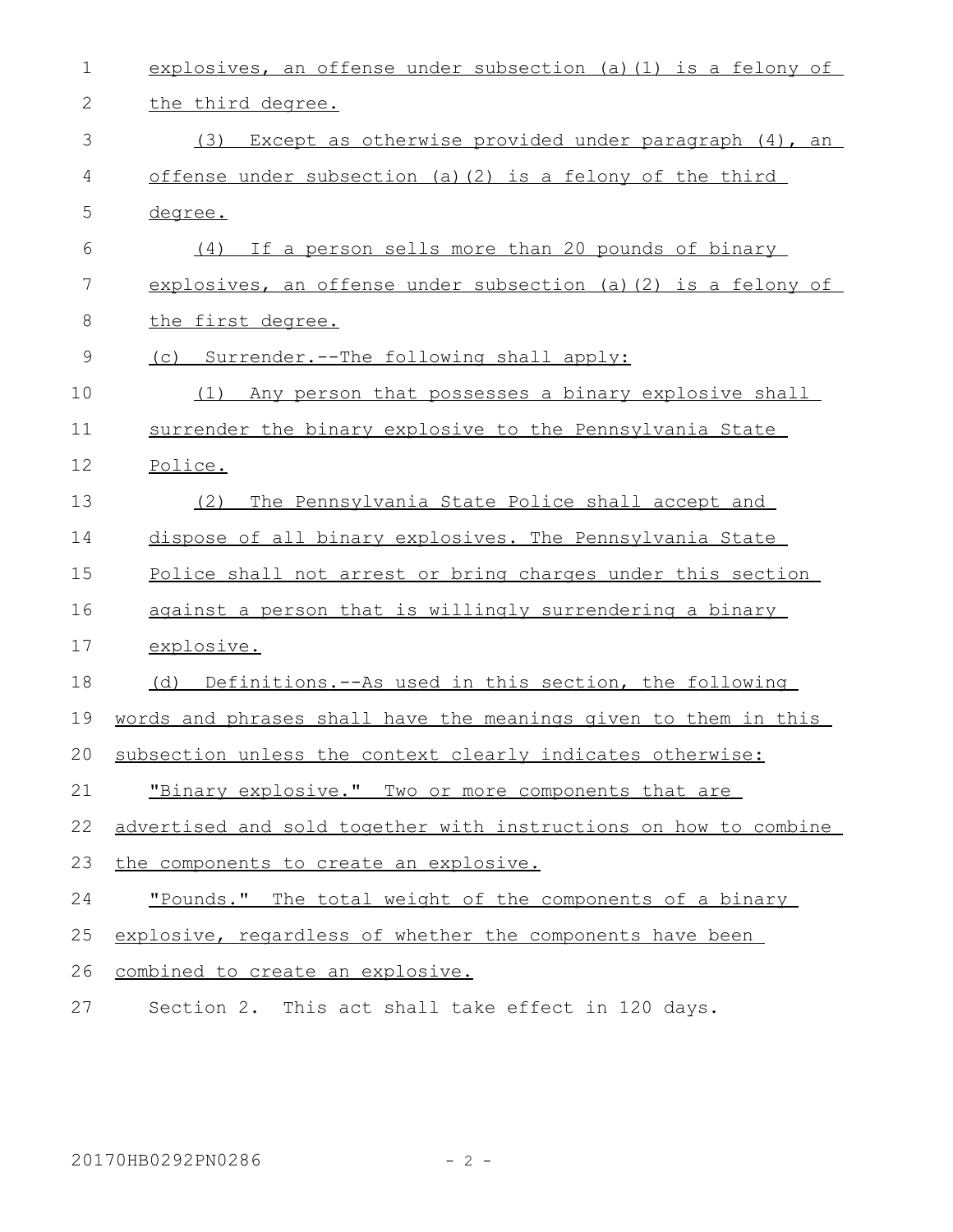explosives, an offense under subsection (a)(1) is a felony of the third degree.

(3) Except as otherwise provided under paragraph (4), an offense under subsection (a)(2) is a felony of the third degree.

(4) If a person sells more than 20 pounds of binary explosives, an offense under subsection (a)(2) is a felony of the first degree.

(c) Surrender.--The following shall apply:

(1) Any person that possesses a binary explosive shall surrender the binary explosive to the Pennsylvania State Police.

(2) The Pennsylvania State Police shall accept and dispose of all binary explosives. The Pennsylvania State Police shall not arrest or bring charges under this section against a person that is willingly surrendering a binary explosive.

(d) Definitions.--As used in this section, the following words and phrases shall have the meanings given to them in this subsection unless the context clearly indicates otherwise:

"Binary explosive." Two or more components that are advertised and sold together with instructions on how to combine the components to create an explosive.

"Pounds." The total weight of the components of a binary explosive, regardless of whether the components have been combined to create an explosive.

Section 2. This act shall take effect in 120 days.